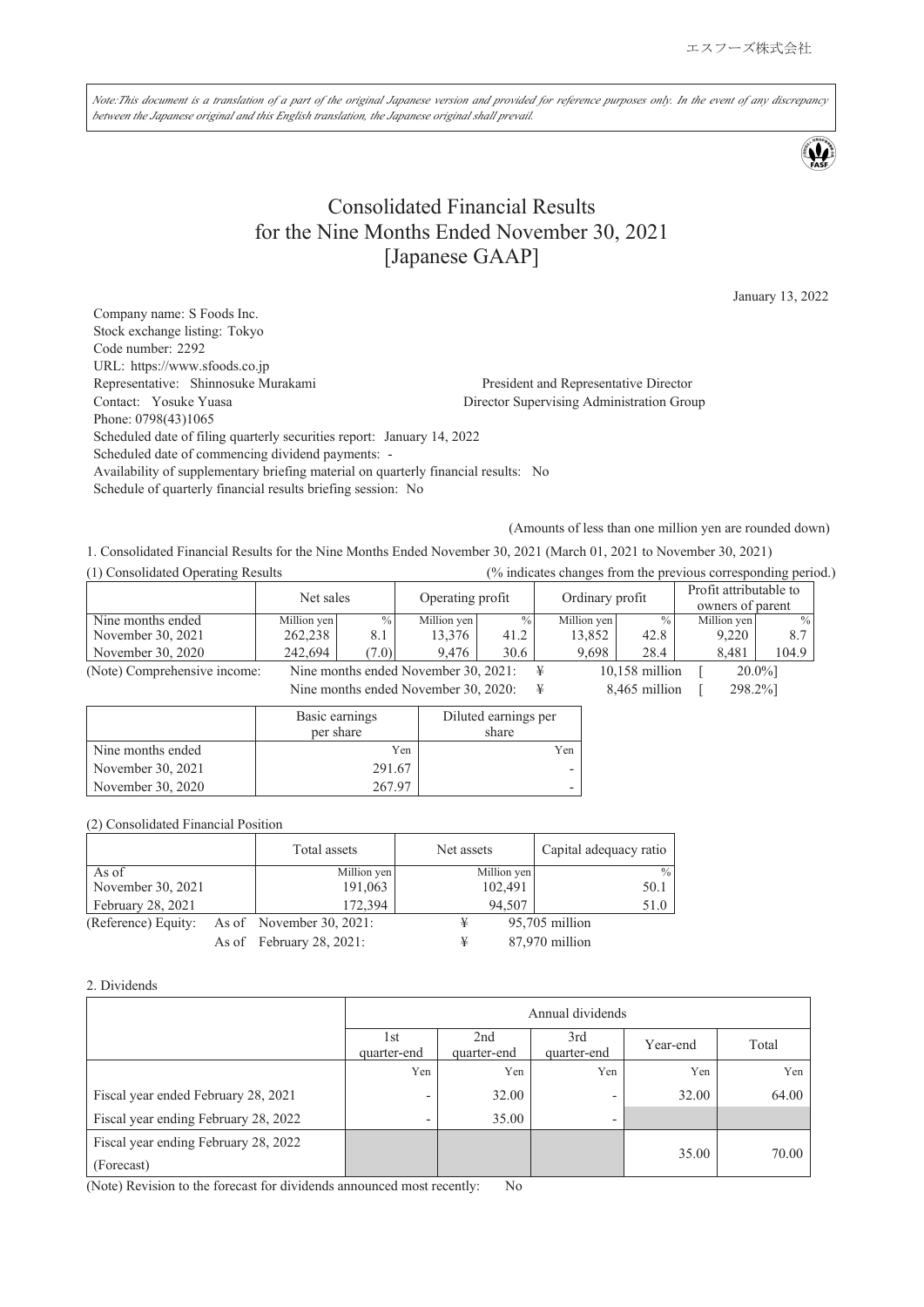エスフーズ株式会社

*Note:This document is a translation of a part of the original Japanese version and provided for reference purposes only. In the event of any discrepancy between the Japanese original and this English translation, the Japanese original shall prevail.*

# Consolidated Financial Results for the Nine Months Ended November 30, 2021 [Japanese GAAP]

January 13, 2022

Company name: S Foods Inc.
Stock exchange listing: Tokyo
Code number: 2292
URL: https://www.sfoods.co.jp
Representative: Shinnosuke Murakami — President and Representative Director
Contact: Yosuke Yuasa — Director Supervising Administration Group
Phone: 0798(43)1065
Scheduled date of filing quarterly securities report: January 14, 2022
Scheduled date of commencing dividend payments: -
Availability of supplementary briefing material on quarterly financial results: No
Schedule of quarterly financial results briefing session: No

(Amounts of less than one million yen are rounded down)

1. Consolidated Financial Results for the Nine Months Ended November 30, 2021 (March 01, 2021 to November 30, 2021)

(1) Consolidated Operating Results (% indicates changes from the previous corresponding period.)

| | Net sales | | Operating profit | | Ordinary profit | | Profit attributable to owners of parent | |
|---|---|---|---|---|---|---|---|---|
| Nine months ended | Million yen | % | Million yen | % | Million yen | % | Million yen | % |
| November 30, 2021 | 262,238 | 8.1 | 13,376 | 41.2 | 13,852 | 42.8 | 9,220 | 8.7 |
| November 30, 2020 | 242,694 | (7.0) | 9,476 | 30.6 | 9,698 | 28.4 | 8,481 | 104.9 |

(Note) Comprehensive income: Nine months ended November 30, 2021: ¥ 10,158 million [ 20.0%]
Nine months ended November 30, 2020: ¥ 8,465 million [ 298.2%]

| | Basic earnings per share | Diluted earnings per share |
|---|---|---|
| Nine months ended | Yen | Yen |
| November 30, 2021 | 291.67 | - |
| November 30, 2020 | 267.97 | - |

(2) Consolidated Financial Position

| | Total assets | Net assets | Capital adequacy ratio |
|---|---|---|---|
| As of | Million yen | Million yen | % |
| November 30, 2021 | 191,063 | 102,491 | 50.1 |
| February 28, 2021 | 172,394 | 94,507 | 51.0 |

(Reference) Equity: As of November 30, 2021: ¥ 95,705 million
As of February 28, 2021: ¥ 87,970 million

2. Dividends

| | Annual dividends | | | | |
|---|---|---|---|---|---|
| | 1st quarter-end | 2nd quarter-end | 3rd quarter-end | Year-end | Total |
| | Yen | Yen | Yen | Yen | Yen |
| Fiscal year ended February 28, 2021 | - | 32.00 | - | 32.00 | 64.00 |
| Fiscal year ending February 28, 2022 | - | 35.00 | - | | |
| Fiscal year ending February 28, 2022 (Forecast) | | | | 35.00 | 70.00 |

(Note) Revision to the forecast for dividends announced most recently: No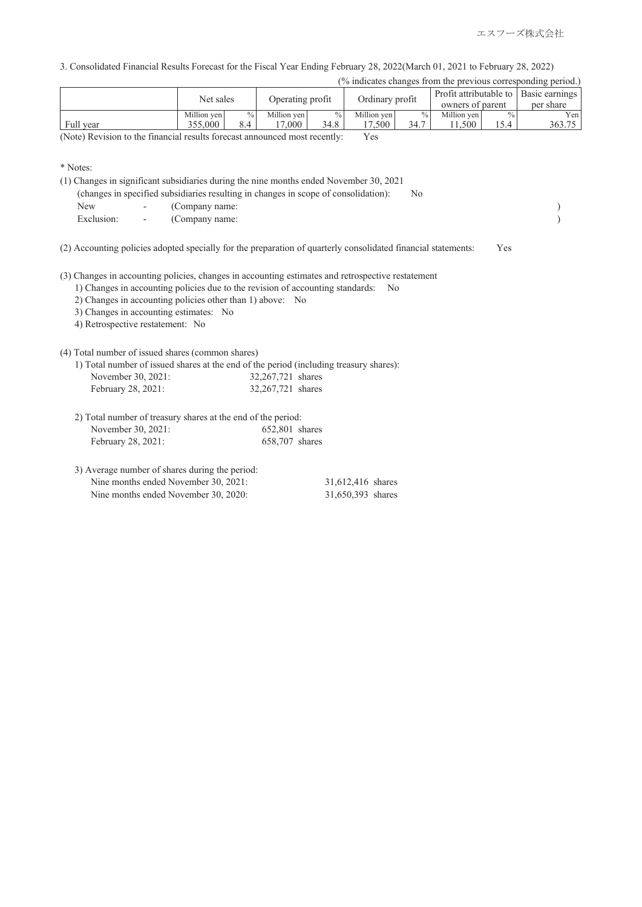3. Consolidated Financial Results Forecast for the Fiscal Year Ending February 28, 2022(March 01, 2021 to February 28, 2022)

(% indicates changes from the previous corresponding period.)

| | Net sales | | Operating profit | | Ordinary profit | | Profit attributable to owners of parent | | Basic earnings per share |
|---|---|---|---|---|---|---|---|---|---|
| | Million yen | % | Million yen | % | Million yen | % | Million yen | % | Yen |
| Full year | 355,000 | 8.4 | 17,000 | 34.8 | 17,500 | 34.7 | 11,500 | 15.4 | 363.75 |

(Note) Revision to the financial results forecast announced most recently: Yes

\* Notes:

(1) Changes in significant subsidiaries during the nine months ended November 30, 2021
(changes in specified subsidiaries resulting in changes in scope of consolidation): No
New - (Company name: )
Exclusion: - (Company name: )

(2) Accounting policies adopted specially for the preparation of quarterly consolidated financial statements: Yes

(3) Changes in accounting policies, changes in accounting estimates and retrospective restatement
1) Changes in accounting policies due to the revision of accounting standards: No
2) Changes in accounting policies other than 1) above: No
3) Changes in accounting estimates: No
4) Retrospective restatement: No

(4) Total number of issued shares (common shares)
1) Total number of issued shares at the end of the period (including treasury shares):
November 30, 2021: 32,267,721 shares
February 28, 2021: 32,267,721 shares

2) Total number of treasury shares at the end of the period:
November 30, 2021: 652,801 shares
February 28, 2021: 658,707 shares

3) Average number of shares during the period:
Nine months ended November 30, 2021: 31,612,416 shares
Nine months ended November 30, 2020: 31,650,393 shares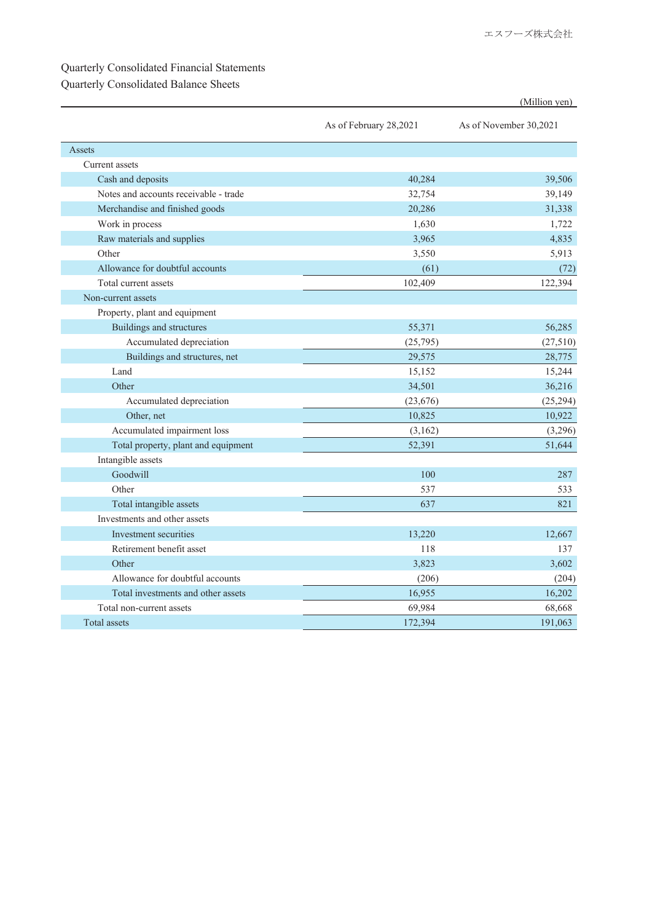Quarterly Consolidated Financial Statements

Quarterly Consolidated Balance Sheets

(Million yen)

| | As of February 28,2021 | As of November 30,2021 |
|---|---|---|
| Assets | | |
| Current assets | | |
| Cash and deposits | 40,284 | 39,506 |
| Notes and accounts receivable - trade | 32,754 | 39,149 |
| Merchandise and finished goods | 20,286 | 31,338 |
| Work in process | 1,630 | 1,722 |
| Raw materials and supplies | 3,965 | 4,835 |
| Other | 3,550 | 5,913 |
| Allowance for doubtful accounts | (61) | (72) |
| Total current assets | 102,409 | 122,394 |
| Non-current assets | | |
| Property, plant and equipment | | |
| Buildings and structures | 55,371 | 56,285 |
| Accumulated depreciation | (25,795) | (27,510) |
| Buildings and structures, net | 29,575 | 28,775 |
| Land | 15,152 | 15,244 |
| Other | 34,501 | 36,216 |
| Accumulated depreciation | (23,676) | (25,294) |
| Other, net | 10,825 | 10,922 |
| Accumulated impairment loss | (3,162) | (3,296) |
| Total property, plant and equipment | 52,391 | 51,644 |
| Intangible assets | | |
| Goodwill | 100 | 287 |
| Other | 537 | 533 |
| Total intangible assets | 637 | 821 |
| Investments and other assets | | |
| Investment securities | 13,220 | 12,667 |
| Retirement benefit asset | 118 | 137 |
| Other | 3,823 | 3,602 |
| Allowance for doubtful accounts | (206) | (204) |
| Total investments and other assets | 16,955 | 16,202 |
| Total non-current assets | 69,984 | 68,668 |
| Total assets | 172,394 | 191,063 |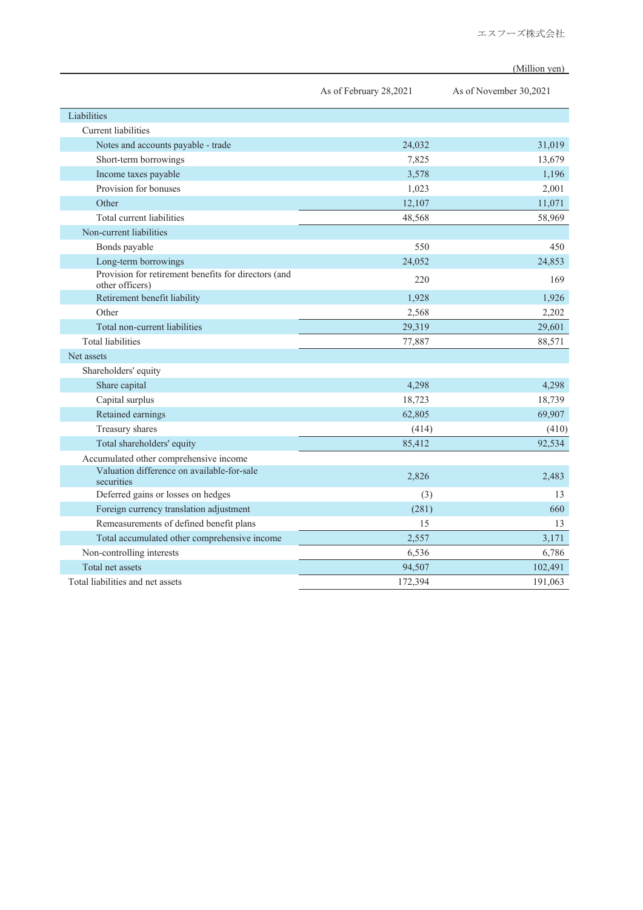(Million yen)

| | As of February 28,2021 | As of November 30,2021 |
|---|---|---|
| Liabilities | | |
| Current liabilities | | |
| Notes and accounts payable - trade | 24,032 | 31,019 |
| Short-term borrowings | 7,825 | 13,679 |
| Income taxes payable | 3,578 | 1,196 |
| Provision for bonuses | 1,023 | 2,001 |
| Other | 12,107 | 11,071 |
| Total current liabilities | 48,568 | 58,969 |
| Non-current liabilities | | |
| Bonds payable | 550 | 450 |
| Long-term borrowings | 24,052 | 24,853 |
| Provision for retirement benefits for directors (and other officers) | 220 | 169 |
| Retirement benefit liability | 1,928 | 1,926 |
| Other | 2,568 | 2,202 |
| Total non-current liabilities | 29,319 | 29,601 |
| Total liabilities | 77,887 | 88,571 |
| Net assets | | |
| Shareholders' equity | | |
| Share capital | 4,298 | 4,298 |
| Capital surplus | 18,723 | 18,739 |
| Retained earnings | 62,805 | 69,907 |
| Treasury shares | (414) | (410) |
| Total shareholders' equity | 85,412 | 92,534 |
| Accumulated other comprehensive income | | |
| Valuation difference on available-for-sale securities | 2,826 | 2,483 |
| Deferred gains or losses on hedges | (3) | 13 |
| Foreign currency translation adjustment | (281) | 660 |
| Remeasurements of defined benefit plans | 15 | 13 |
| Total accumulated other comprehensive income | 2,557 | 3,171 |
| Non-controlling interests | 6,536 | 6,786 |
| Total net assets | 94,507 | 102,491 |
| Total liabilities and net assets | 172,394 | 191,063 |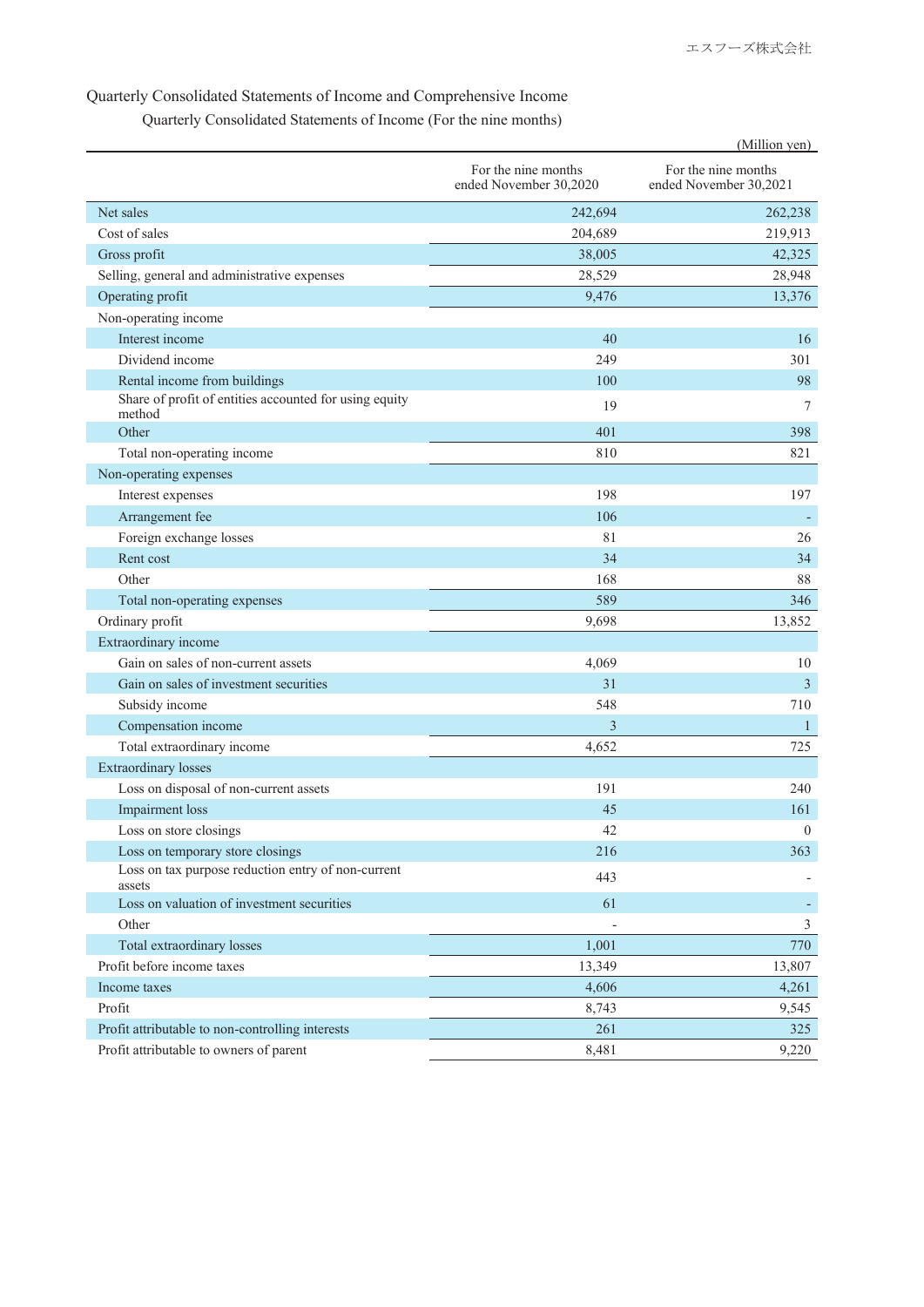## Quarterly Consolidated Statements of Income and Comprehensive Income

### Quarterly Consolidated Statements of Income (For the nine months)

(Million yen)

| | For the nine months ended November 30,2020 | For the nine months ended November 30,2021 |
|---|---|---|
| Net sales | 242,694 | 262,238 |
| Cost of sales | 204,689 | 219,913 |
| Gross profit | 38,005 | 42,325 |
| Selling, general and administrative expenses | 28,529 | 28,948 |
| Operating profit | 9,476 | 13,376 |
| Non-operating income | | |
| Interest income | 40 | 16 |
| Dividend income | 249 | 301 |
| Rental income from buildings | 100 | 98 |
| Share of profit of entities accounted for using equity method | 19 | 7 |
| Other | 401 | 398 |
| Total non-operating income | 810 | 821 |
| Non-operating expenses | | |
| Interest expenses | 198 | 197 |
| Arrangement fee | 106 | - |
| Foreign exchange losses | 81 | 26 |
| Rent cost | 34 | 34 |
| Other | 168 | 88 |
| Total non-operating expenses | 589 | 346 |
| Ordinary profit | 9,698 | 13,852 |
| Extraordinary income | | |
| Gain on sales of non-current assets | 4,069 | 10 |
| Gain on sales of investment securities | 31 | 3 |
| Subsidy income | 548 | 710 |
| Compensation income | 3 | 1 |
| Total extraordinary income | 4,652 | 725 |
| Extraordinary losses | | |
| Loss on disposal of non-current assets | 191 | 240 |
| Impairment loss | 45 | 161 |
| Loss on store closings | 42 | 0 |
| Loss on temporary store closings | 216 | 363 |
| Loss on tax purpose reduction entry of non-current assets | 443 | - |
| Loss on valuation of investment securities | 61 | - |
| Other | - | 3 |
| Total extraordinary losses | 1,001 | 770 |
| Profit before income taxes | 13,349 | 13,807 |
| Income taxes | 4,606 | 4,261 |
| Profit | 8,743 | 9,545 |
| Profit attributable to non-controlling interests | 261 | 325 |
| Profit attributable to owners of parent | 8,481 | 9,220 |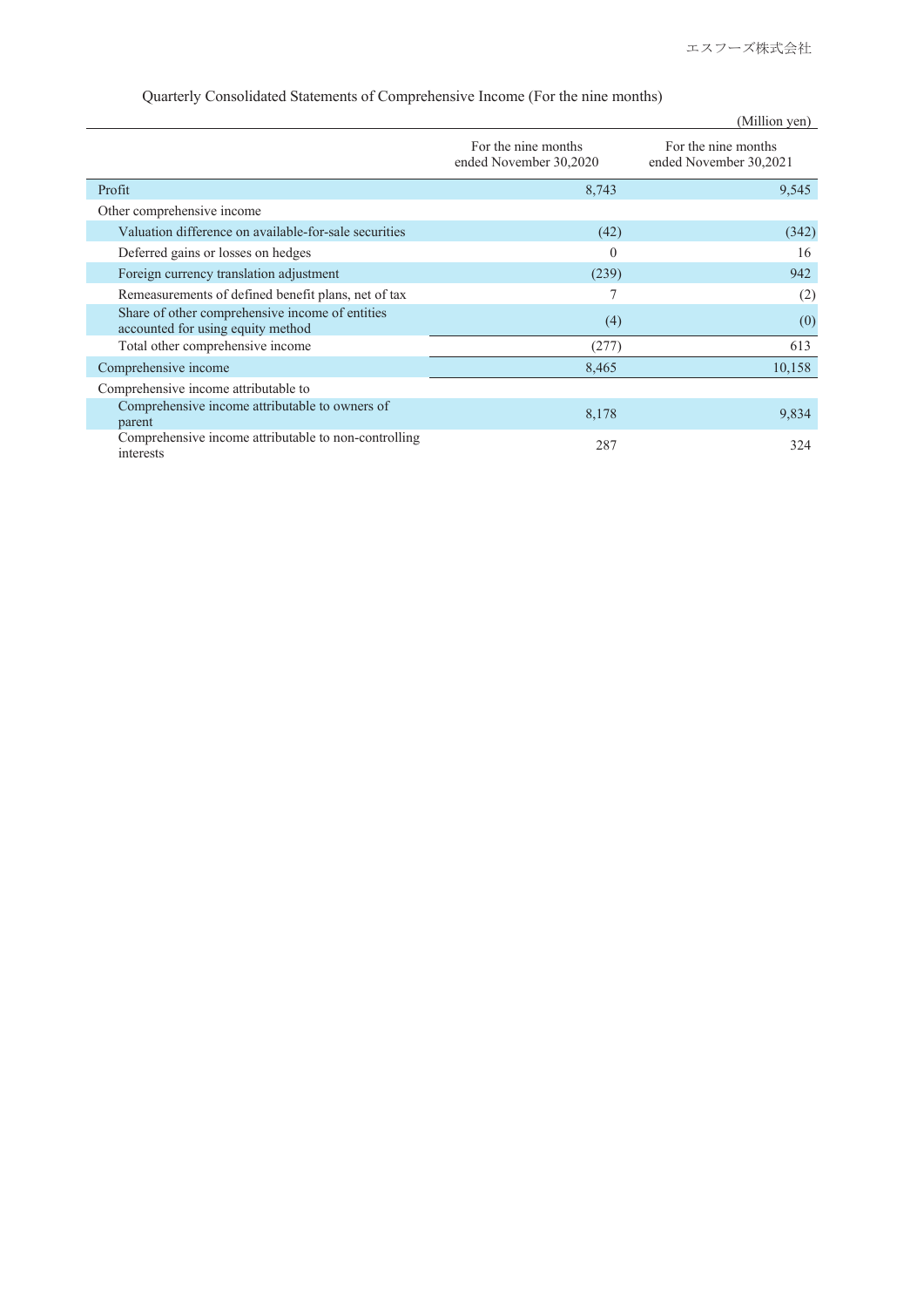Quarterly Consolidated Statements of Comprehensive Income (For the nine months)

(Million yen)

| | For the nine months ended November 30,2020 | For the nine months ended November 30,2021 |
|---|---|---|
| Profit | 8,743 | 9,545 |
| Other comprehensive income | | |
| Valuation difference on available-for-sale securities | (42) | (342) |
| Deferred gains or losses on hedges | 0 | 16 |
| Foreign currency translation adjustment | (239) | 942 |
| Remeasurements of defined benefit plans, net of tax | 7 | (2) |
| Share of other comprehensive income of entities accounted for using equity method | (4) | (0) |
| Total other comprehensive income | (277) | 613 |
| Comprehensive income | 8,465 | 10,158 |
| Comprehensive income attributable to | | |
| Comprehensive income attributable to owners of parent | 8,178 | 9,834 |
| Comprehensive income attributable to non-controlling interests | 287 | 324 |